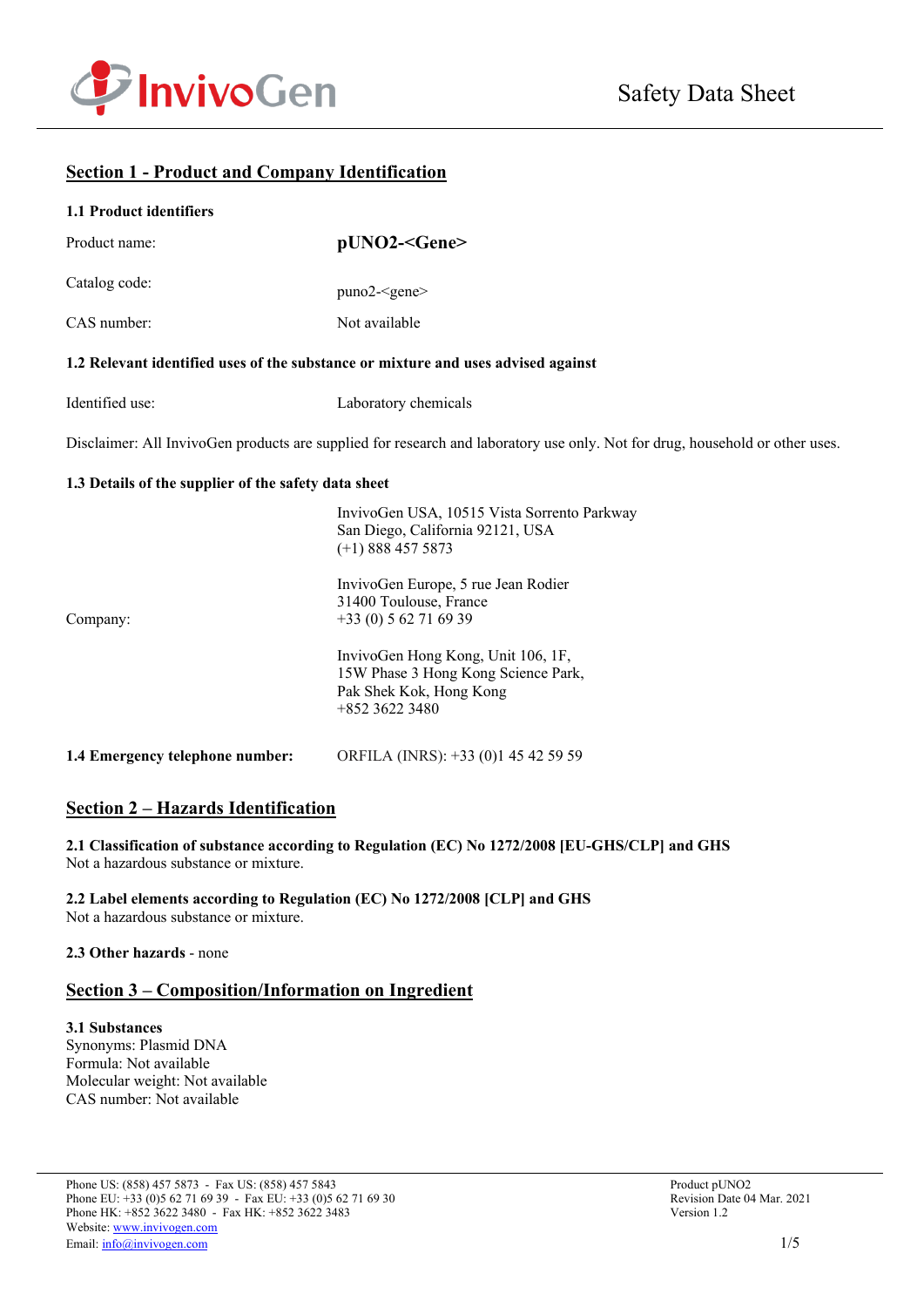Safety Data Sheet

## Section 1 - Product and Company Identification

### 1.1 Product identifiers

| | |
|---|---|
| Product name: | **pUNO2-<Gene>** |
| Catalog code: | puno2-<gene> |
| CAS number: | Not available |

### 1.2 Relevant identified uses of the substance or mixture and uses advised against

Identified use: Laboratory chemicals

Disclaimer: All InvivoGen products are supplied for research and laboratory use only. Not for drug, household or other uses.

### 1.3 Details of the supplier of the safety data sheet

Company:

InvivoGen USA, 10515 Vista Sorrento Parkway
San Diego, California 92121, USA
(+1) 888 457 5873

InvivoGen Europe, 5 rue Jean Rodier
31400 Toulouse, France
+33 (0) 5 62 71 69 39

InvivoGen Hong Kong, Unit 106, 1F,
15W Phase 3 Hong Kong Science Park,
Pak Shek Kok, Hong Kong
+852 3622 3480

**1.4 Emergency telephone number:** ORFILA (INRS): +33 (0)1 45 42 59 59

## Section 2 – Hazards Identification

**2.1 Classification of substance according to Regulation (EC) No 1272/2008 [EU-GHS/CLP] and GHS**
Not a hazardous substance or mixture.

**2.2 Label elements according to Regulation (EC) No 1272/2008 [CLP] and GHS**
Not a hazardous substance or mixture.

**2.3 Other hazards** - none

## Section 3 – Composition/Information on Ingredient

**3.1 Substances**
Synonyms: Plasmid DNA
Formula: Not available
Molecular weight: Not available
CAS number: Not available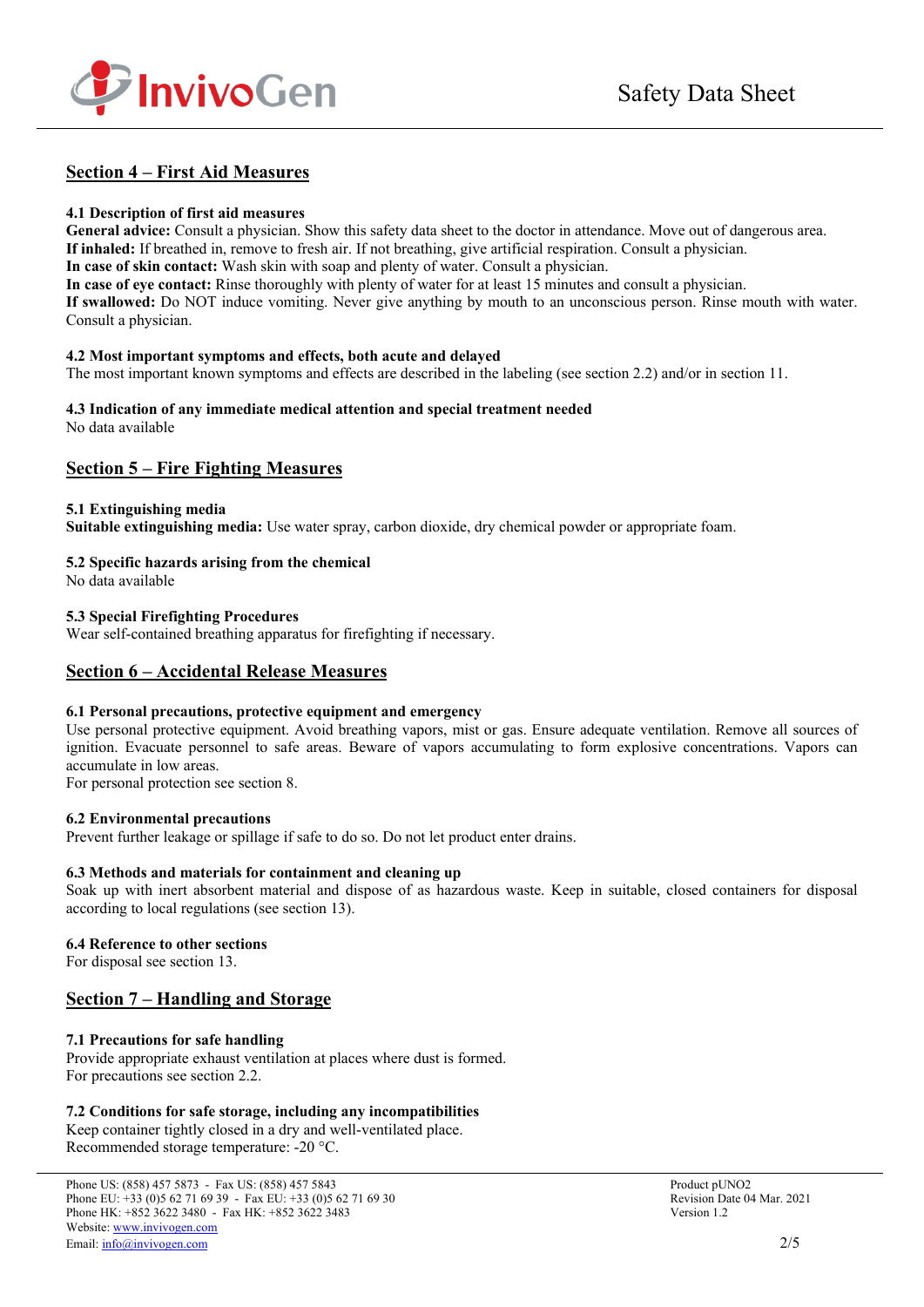## Section 4 – First Aid Measures

**4.1 Description of first aid measures**

**General advice:** Consult a physician. Show this safety data sheet to the doctor in attendance. Move out of dangerous area.
**If inhaled:** If breathed in, remove to fresh air. If not breathing, give artificial respiration. Consult a physician.
**In case of skin contact:** Wash skin with soap and plenty of water. Consult a physician.
**In case of eye contact:** Rinse thoroughly with plenty of water for at least 15 minutes and consult a physician.
**If swallowed:** Do NOT induce vomiting. Never give anything by mouth to an unconscious person. Rinse mouth with water. Consult a physician.

**4.2 Most important symptoms and effects, both acute and delayed**

The most important known symptoms and effects are described in the labeling (see section 2.2) and/or in section 11.

**4.3 Indication of any immediate medical attention and special treatment needed**

No data available

## Section 5 – Fire Fighting Measures

**5.1 Extinguishing media**

**Suitable extinguishing media:** Use water spray, carbon dioxide, dry chemical powder or appropriate foam.

**5.2 Specific hazards arising from the chemical**

No data available

**5.3 Special Firefighting Procedures**

Wear self-contained breathing apparatus for firefighting if necessary.

## Section 6 – Accidental Release Measures

**6.1 Personal precautions, protective equipment and emergency**

Use personal protective equipment. Avoid breathing vapors, mist or gas. Ensure adequate ventilation. Remove all sources of ignition. Evacuate personnel to safe areas. Beware of vapors accumulating to form explosive concentrations. Vapors can accumulate in low areas.
For personal protection see section 8.

**6.2 Environmental precautions**

Prevent further leakage or spillage if safe to do so. Do not let product enter drains.

**6.3 Methods and materials for containment and cleaning up**

Soak up with inert absorbent material and dispose of as hazardous waste. Keep in suitable, closed containers for disposal according to local regulations (see section 13).

**6.4 Reference to other sections**

For disposal see section 13.

## Section 7 – Handling and Storage

**7.1 Precautions for safe handling**

Provide appropriate exhaust ventilation at places where dust is formed.
For precautions see section 2.2.

**7.2 Conditions for safe storage, including any incompatibilities**

Keep container tightly closed in a dry and well-ventilated place.
Recommended storage temperature: -20 °C.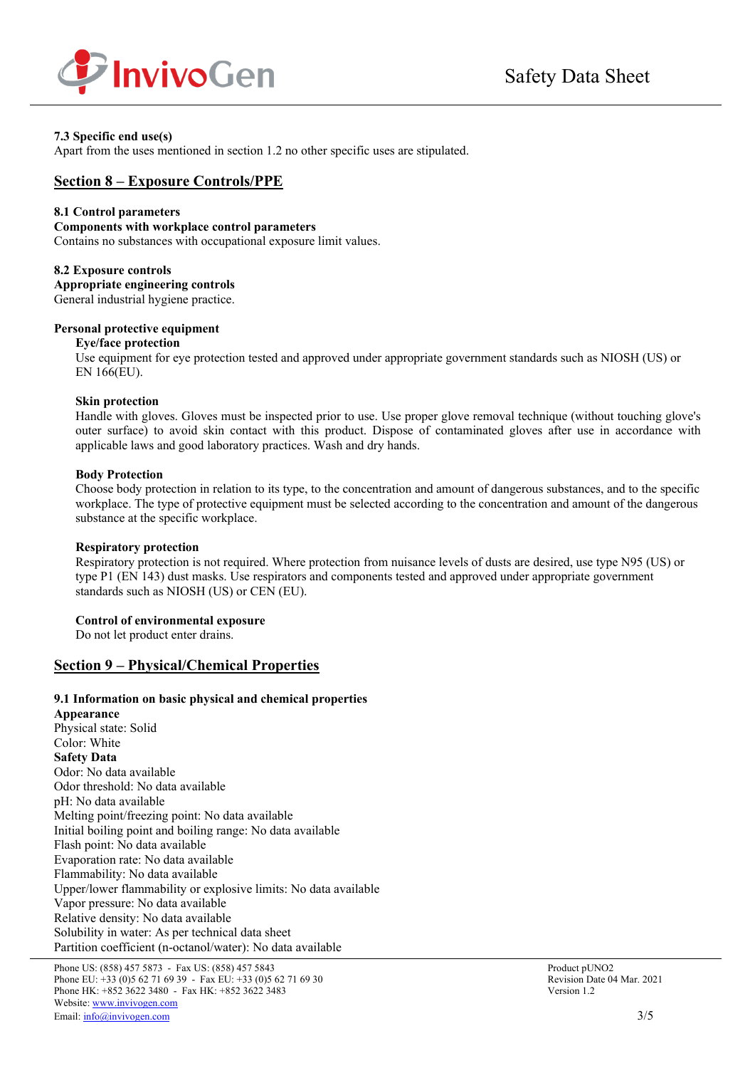**7.3 Specific end use(s)**
Apart from the uses mentioned in section 1.2 no other specific uses are stipulated.

## Section 8 – Exposure Controls/PPE

**8.1 Control parameters**
**Components with workplace control parameters**
Contains no substances with occupational exposure limit values.

**8.2 Exposure controls**
**Appropriate engineering controls**
General industrial hygiene practice.

**Personal protective equipment**

**Eye/face protection**
Use equipment for eye protection tested and approved under appropriate government standards such as NIOSH (US) or EN 166(EU).

**Skin protection**
Handle with gloves. Gloves must be inspected prior to use. Use proper glove removal technique (without touching glove's outer surface) to avoid skin contact with this product. Dispose of contaminated gloves after use in accordance with applicable laws and good laboratory practices. Wash and dry hands.

**Body Protection**
Choose body protection in relation to its type, to the concentration and amount of dangerous substances, and to the specific workplace. The type of protective equipment must be selected according to the concentration and amount of the dangerous substance at the specific workplace.

**Respiratory protection**
Respiratory protection is not required. Where protection from nuisance levels of dusts are desired, use type N95 (US) or type P1 (EN 143) dust masks. Use respirators and components tested and approved under appropriate government standards such as NIOSH (US) or CEN (EU).

**Control of environmental exposure**
Do not let product enter drains.

## Section 9 – Physical/Chemical Properties

**9.1 Information on basic physical and chemical properties**
**Appearance**
Physical state: Solid
Color: White
**Safety Data**
Odor: No data available
Odor threshold: No data available
pH: No data available
Melting point/freezing point: No data available
Initial boiling point and boiling range: No data available
Flash point: No data available
Evaporation rate: No data available
Flammability: No data available
Upper/lower flammability or explosive limits: No data available
Vapor pressure: No data available
Relative density: No data available
Solubility in water: As per technical data sheet
Partition coefficient (n-octanol/water): No data available

Phone US: (858) 457 5873 - Fax US: (858) 457 5843
Phone EU: +33 (0)5 62 71 69 39 - Fax EU: +33 (0)5 62 71 69 30
Phone HK: +852 3622 3480 - Fax HK: +852 3622 3483
Website: www.invivogen.com
Email: info@invivogen.com

Product pUNO2
Revision Date 04 Mar. 2021
Version 1.2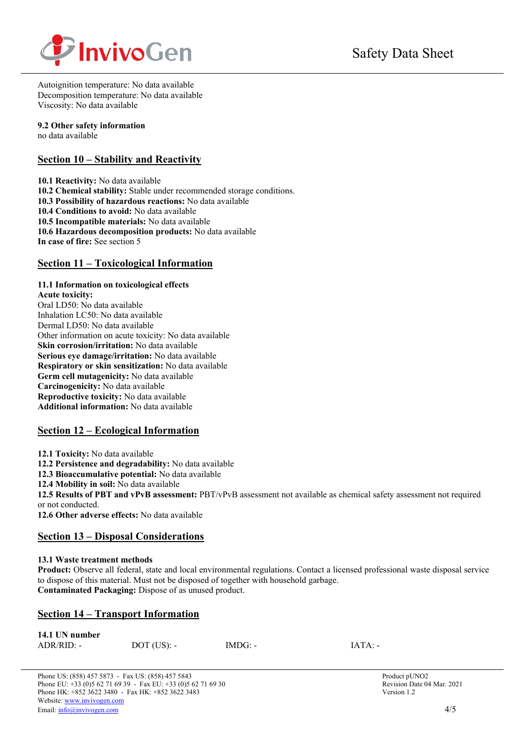Autoignition temperature: No data available
Decomposition temperature: No data available
Viscosity: No data available

**9.2 Other safety information**
no data available

## Section 10 – Stability and Reactivity

**10.1 Reactivity:** No data available
**10.2 Chemical stability:** Stable under recommended storage conditions.
**10.3 Possibility of hazardous reactions:** No data available
**10.4 Conditions to avoid:** No data available
**10.5 Incompatible materials:** No data available
**10.6 Hazardous decomposition products:** No data available
**In case of fire:** See section 5

## Section 11 – Toxicological Information

**11.1 Information on toxicological effects**
**Acute toxicity:**
Oral LD50: No data available
Inhalation LC50: No data available
Dermal LD50: No data available
Other information on acute toxicity: No data available
**Skin corrosion/irritation:** No data available
**Serious eye damage/irritation:** No data available
**Respiratory or skin sensitization:** No data available
**Germ cell mutagenicity:** No data available
**Carcinogenicity:** No data available
**Reproductive toxicity:** No data available
**Additional information:** No data available

## Section 12 – Ecological Information

**12.1 Toxicity:** No data available
**12.2 Persistence and degradability:** No data available
**12.3 Bioaccumulative potential:** No data available
**12.4 Mobility in soil:** No data available
**12.5 Results of PBT and vPvB assessment:** PBT/vPvB assessment not available as chemical safety assessment not required or not conducted.
**12.6 Other adverse effects:** No data available

## Section 13 – Disposal Considerations

**13.1 Waste treatment methods**
**Product:** Observe all federal, state and local environmental regulations. Contact a licensed professional waste disposal service to dispose of this material. Must not be disposed of together with household garbage.
**Contaminated Packaging:** Dispose of as unused product.

## Section 14 – Transport Information

**14.1 UN number**

| ADR/RID: - | DOT (US): - | IMDG: - | IATA: - |
|---|---|---|---|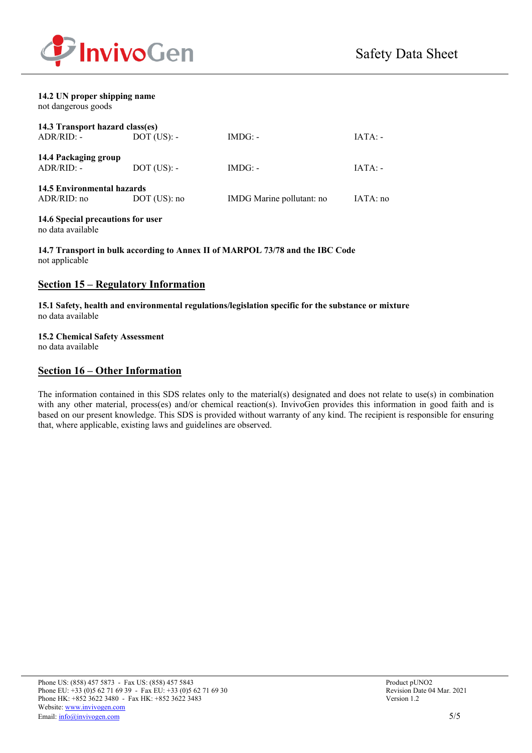**14.2 UN proper shipping name**
not dangerous goods

**14.3 Transport hazard class(es)**

| | | | |
|---|---|---|---|
| ADR/RID: - | DOT (US): - | IMDG: - | IATA: - |

**14.4 Packaging group**

| | | | |
|---|---|---|---|
| ADR/RID: - | DOT (US): - | IMDG: - | IATA: - |

**14.5 Environmental hazards**

| | | | |
|---|---|---|---|
| ADR/RID: no | DOT (US): no | IMDG Marine pollutant: no | IATA: no |

**14.6 Special precautions for user**
no data available

**14.7 Transport in bulk according to Annex II of MARPOL 73/78 and the IBC Code**
not applicable

## Section 15 – Regulatory Information

**15.1 Safety, health and environmental regulations/legislation specific for the substance or mixture**
no data available

**15.2 Chemical Safety Assessment**
no data available

## Section 16 – Other Information

The information contained in this SDS relates only to the material(s) designated and does not relate to use(s) in combination with any other material, process(es) and/or chemical reaction(s). InvivoGen provides this information in good faith and is based on our present knowledge. This SDS is provided without warranty of any kind. The recipient is responsible for ensuring that, where applicable, existing laws and guidelines are observed.